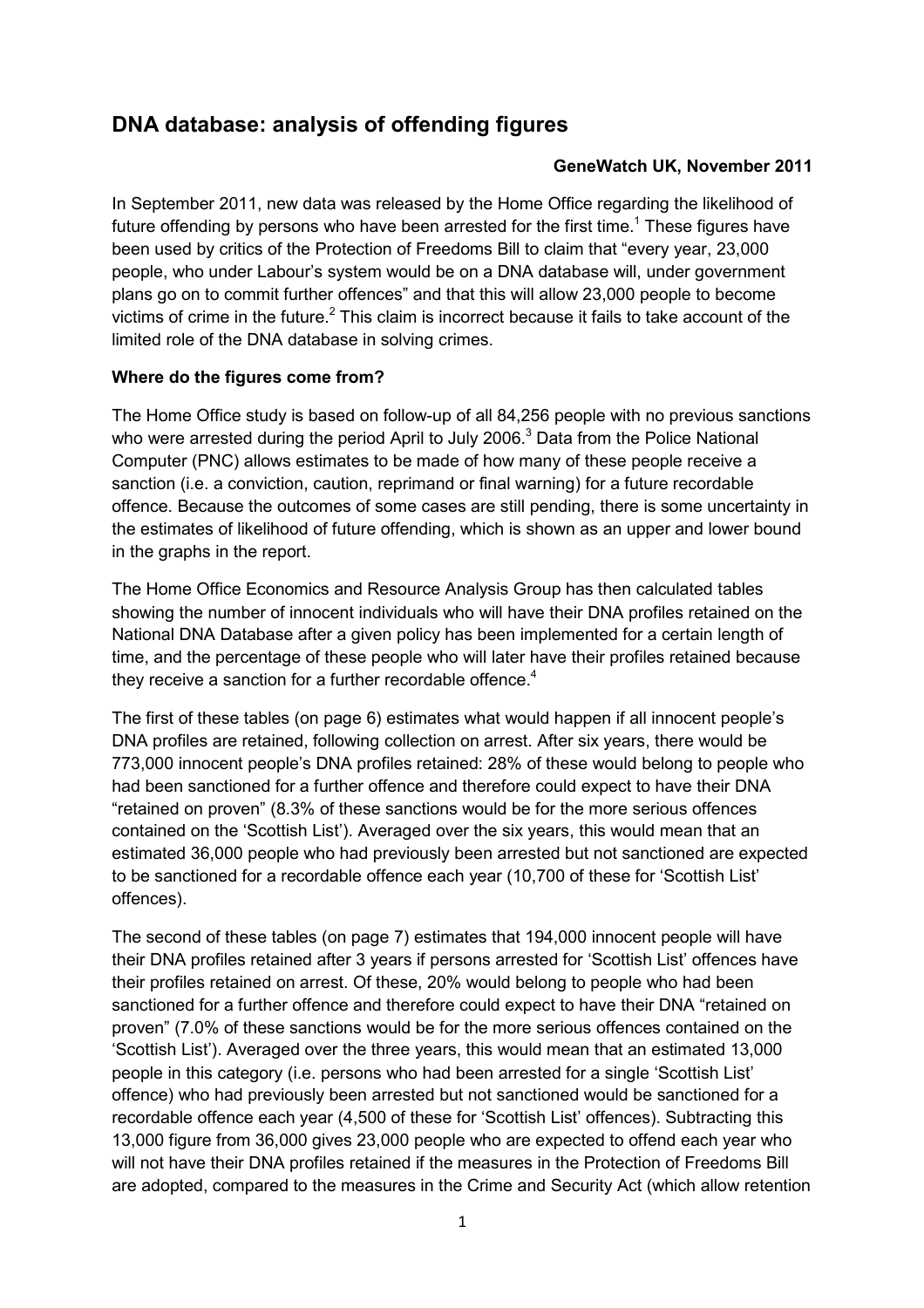# DNA database: analysis of offending figures

**GeneWatch UK, November 2011**

In September 2011, new data was released by the Home Office regarding the likelihood of future offending by persons who have been arrested for the first time.[1] These figures have been used by critics of the Protection of Freedoms Bill to claim that "every year, 23,000 people, who under Labour's system would be on a DNA database will, under government plans go on to commit further offences" and that this will allow 23,000 people to become victims of crime in the future.[2] This claim is incorrect because it fails to take account of the limited role of the DNA database in solving crimes.

**Where do the figures come from?**

The Home Office study is based on follow-up of all 84,256 people with no previous sanctions who were arrested during the period April to July 2006.[3] Data from the Police National Computer (PNC) allows estimates to be made of how many of these people receive a sanction (i.e. a conviction, caution, reprimand or final warning) for a future recordable offence. Because the outcomes of some cases are still pending, there is some uncertainty in the estimates of likelihood of future offending, which is shown as an upper and lower bound in the graphs in the report.

The Home Office Economics and Resource Analysis Group has then calculated tables showing the number of innocent individuals who will have their DNA profiles retained on the National DNA Database after a given policy has been implemented for a certain length of time, and the percentage of these people who will later have their profiles retained because they receive a sanction for a further recordable offence.[4]

The first of these tables (on page 6) estimates what would happen if all innocent people's DNA profiles are retained, following collection on arrest. After six years, there would be 773,000 innocent people's DNA profiles retained: 28% of these would belong to people who had been sanctioned for a further offence and therefore could expect to have their DNA "retained on proven" (8.3% of these sanctions would be for the more serious offences contained on the 'Scottish List'). Averaged over the six years, this would mean that an estimated 36,000 people who had previously been arrested but not sanctioned are expected to be sanctioned for a recordable offence each year (10,700 of these for 'Scottish List' offences).

The second of these tables (on page 7) estimates that 194,000 innocent people will have their DNA profiles retained after 3 years if persons arrested for 'Scottish List' offences have their profiles retained on arrest. Of these, 20% would belong to people who had been sanctioned for a further offence and therefore could expect to have their DNA "retained on proven" (7.0% of these sanctions would be for the more serious offences contained on the 'Scottish List'). Averaged over the three years, this would mean that an estimated 13,000 people in this category (i.e. persons who had been arrested for a single 'Scottish List' offence) who had previously been arrested but not sanctioned would be sanctioned for a recordable offence each year (4,500 of these for 'Scottish List' offences). Subtracting this 13,000 figure from 36,000 gives 23,000 people who are expected to offend each year who will not have their DNA profiles retained if the measures in the Protection of Freedoms Bill are adopted, compared to the measures in the Crime and Security Act (which allow retention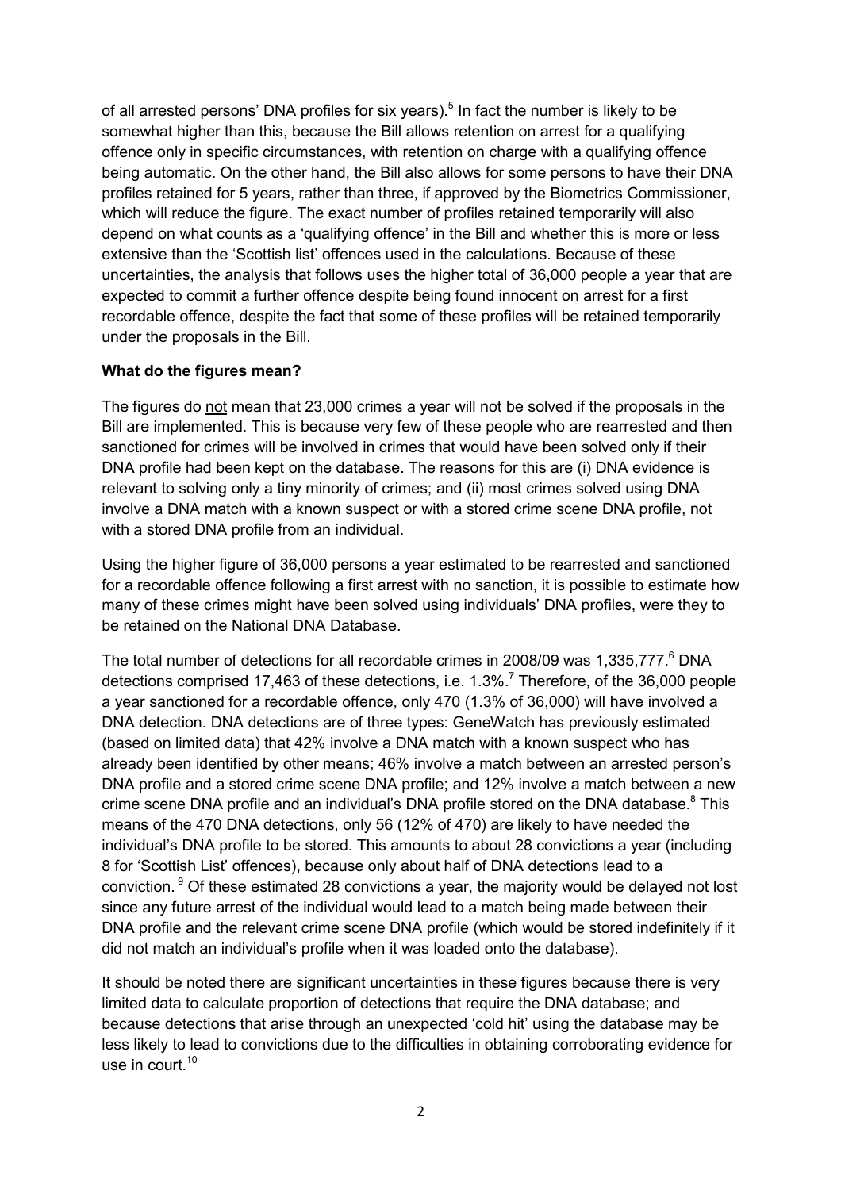of all arrested persons' DNA profiles for six years).[5] In fact the number is likely to be somewhat higher than this, because the Bill allows retention on arrest for a qualifying offence only in specific circumstances, with retention on charge with a qualifying offence being automatic. On the other hand, the Bill also allows for some persons to have their DNA profiles retained for 5 years, rather than three, if approved by the Biometrics Commissioner, which will reduce the figure. The exact number of profiles retained temporarily will also depend on what counts as a 'qualifying offence' in the Bill and whether this is more or less extensive than the 'Scottish list' offences used in the calculations. Because of these uncertainties, the analysis that follows uses the higher total of 36,000 people a year that are expected to commit a further offence despite being found innocent on arrest for a first recordable offence, despite the fact that some of these profiles will be retained temporarily under the proposals in the Bill.

**What do the figures mean?**

The figures do not mean that 23,000 crimes a year will not be solved if the proposals in the Bill are implemented. This is because very few of these people who are rearrested and then sanctioned for crimes will be involved in crimes that would have been solved only if their DNA profile had been kept on the database. The reasons for this are (i) DNA evidence is relevant to solving only a tiny minority of crimes; and (ii) most crimes solved using DNA involve a DNA match with a known suspect or with a stored crime scene DNA profile, not with a stored DNA profile from an individual.

Using the higher figure of 36,000 persons a year estimated to be rearrested and sanctioned for a recordable offence following a first arrest with no sanction, it is possible to estimate how many of these crimes might have been solved using individuals' DNA profiles, were they to be retained on the National DNA Database.

The total number of detections for all recordable crimes in 2008/09 was 1,335,777.[6] DNA detections comprised 17,463 of these detections, i.e. 1.3%.[7] Therefore, of the 36,000 people a year sanctioned for a recordable offence, only 470 (1.3% of 36,000) will have involved a DNA detection. DNA detections are of three types: GeneWatch has previously estimated (based on limited data) that 42% involve a DNA match with a known suspect who has already been identified by other means; 46% involve a match between an arrested person's DNA profile and a stored crime scene DNA profile; and 12% involve a match between a new crime scene DNA profile and an individual's DNA profile stored on the DNA database.[8] This means of the 470 DNA detections, only 56 (12% of 470) are likely to have needed the individual's DNA profile to be stored. This amounts to about 28 convictions a year (including 8 for 'Scottish List' offences), because only about half of DNA detections lead to a conviction.[9] Of these estimated 28 convictions a year, the majority would be delayed not lost since any future arrest of the individual would lead to a match being made between their DNA profile and the relevant crime scene DNA profile (which would be stored indefinitely if it did not match an individual's profile when it was loaded onto the database).

It should be noted there are significant uncertainties in these figures because there is very limited data to calculate proportion of detections that require the DNA database; and because detections that arise through an unexpected 'cold hit' using the database may be less likely to lead to convictions due to the difficulties in obtaining corroborating evidence for use in court.[10]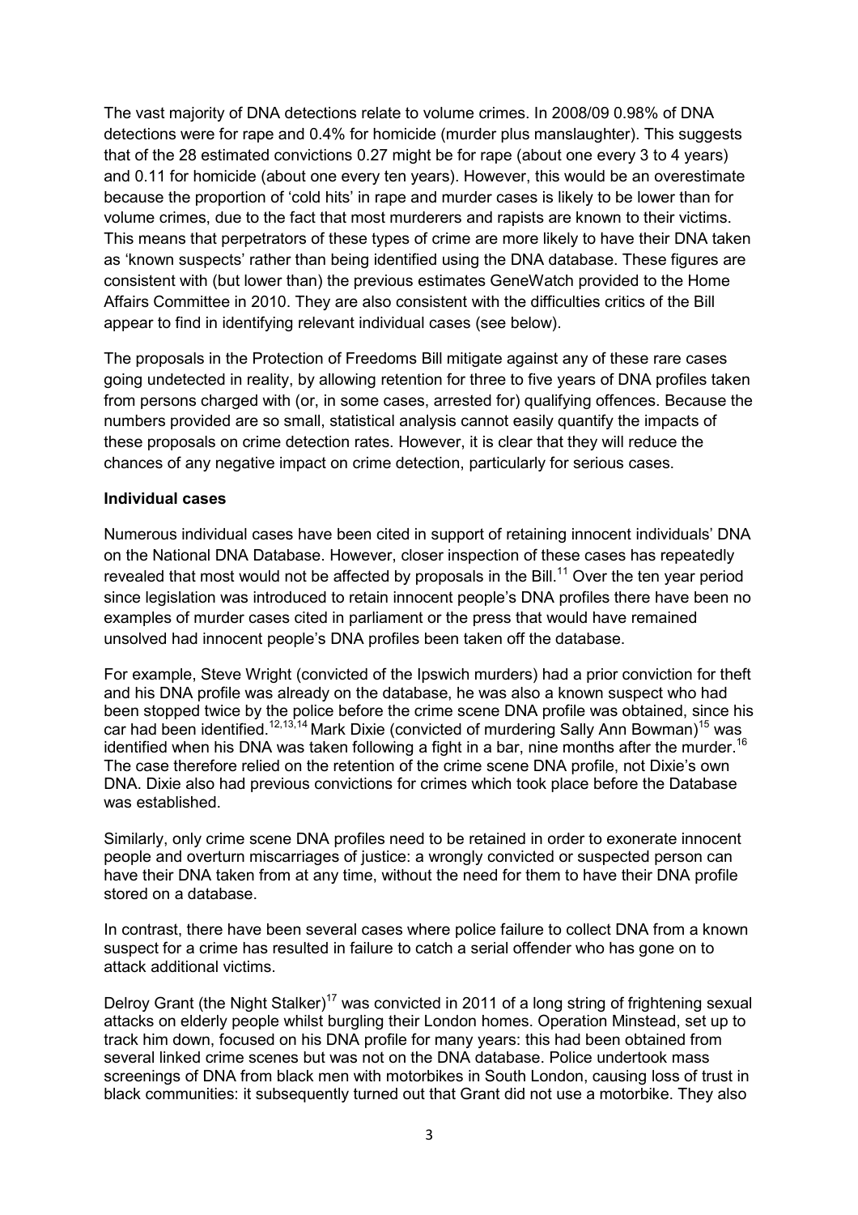The vast majority of DNA detections relate to volume crimes. In 2008/09 0.98% of DNA detections were for rape and 0.4% for homicide (murder plus manslaughter). This suggests that of the 28 estimated convictions 0.27 might be for rape (about one every 3 to 4 years) and 0.11 for homicide (about one every ten years). However, this would be an overestimate because the proportion of 'cold hits' in rape and murder cases is likely to be lower than for volume crimes, due to the fact that most murderers and rapists are known to their victims. This means that perpetrators of these types of crime are more likely to have their DNA taken as 'known suspects' rather than being identified using the DNA database. These figures are consistent with (but lower than) the previous estimates GeneWatch provided to the Home Affairs Committee in 2010. They are also consistent with the difficulties critics of the Bill appear to find in identifying relevant individual cases (see below).

The proposals in the Protection of Freedoms Bill mitigate against any of these rare cases going undetected in reality, by allowing retention for three to five years of DNA profiles taken from persons charged with (or, in some cases, arrested for) qualifying offences. Because the numbers provided are so small, statistical analysis cannot easily quantify the impacts of these proposals on crime detection rates. However, it is clear that they will reduce the chances of any negative impact on crime detection, particularly for serious cases.

**Individual cases**

Numerous individual cases have been cited in support of retaining innocent individuals' DNA on the National DNA Database. However, closer inspection of these cases has repeatedly revealed that most would not be affected by proposals in the Bill.[11] Over the ten year period since legislation was introduced to retain innocent people's DNA profiles there have been no examples of murder cases cited in parliament or the press that would have remained unsolved had innocent people's DNA profiles been taken off the database.

For example, Steve Wright (convicted of the Ipswich murders) had a prior conviction for theft and his DNA profile was already on the database, he was also a known suspect who had been stopped twice by the police before the crime scene DNA profile was obtained, since his car had been identified.[12,13,14] Mark Dixie (convicted of murdering Sally Ann Bowman)[15] was identified when his DNA was taken following a fight in a bar, nine months after the murder.[16] The case therefore relied on the retention of the crime scene DNA profile, not Dixie's own DNA. Dixie also had previous convictions for crimes which took place before the Database was established.

Similarly, only crime scene DNA profiles need to be retained in order to exonerate innocent people and overturn miscarriages of justice: a wrongly convicted or suspected person can have their DNA taken from at any time, without the need for them to have their DNA profile stored on a database.

In contrast, there have been several cases where police failure to collect DNA from a known suspect for a crime has resulted in failure to catch a serial offender who has gone on to attack additional victims.

Delroy Grant (the Night Stalker)[17] was convicted in 2011 of a long string of frightening sexual attacks on elderly people whilst burgling their London homes. Operation Minstead, set up to track him down, focused on his DNA profile for many years: this had been obtained from several linked crime scenes but was not on the DNA database. Police undertook mass screenings of DNA from black men with motorbikes in South London, causing loss of trust in black communities: it subsequently turned out that Grant did not use a motorbike. They also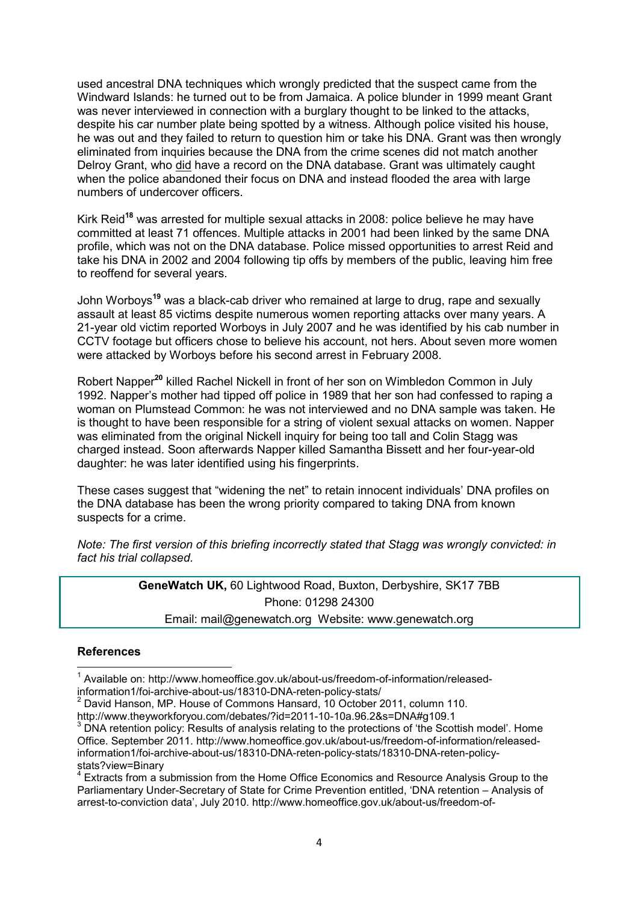used ancestral DNA techniques which wrongly predicted that the suspect came from the Windward Islands: he turned out to be from Jamaica. A police blunder in 1999 meant Grant was never interviewed in connection with a burglary thought to be linked to the attacks, despite his car number plate being spotted by a witness. Although police visited his house, he was out and they failed to return to question him or take his DNA. Grant was then wrongly eliminated from inquiries because the DNA from the crime scenes did not match another Delroy Grant, who did have a record on the DNA database. Grant was ultimately caught when the police abandoned their focus on DNA and instead flooded the area with large numbers of undercover officers.

Kirk Reid[18] was arrested for multiple sexual attacks in 2008: police believe he may have committed at least 71 offences. Multiple attacks in 2001 had been linked by the same DNA profile, which was not on the DNA database. Police missed opportunities to arrest Reid and take his DNA in 2002 and 2004 following tip offs by members of the public, leaving him free to reoffend for several years.

John Worboys[19] was a black-cab driver who remained at large to drug, rape and sexually assault at least 85 victims despite numerous women reporting attacks over many years. A 21-year old victim reported Worboys in July 2007 and he was identified by his cab number in CCTV footage but officers chose to believe his account, not hers. About seven more women were attacked by Worboys before his second arrest in February 2008.

Robert Napper[20] killed Rachel Nickell in front of her son on Wimbledon Common in July 1992. Napper's mother had tipped off police in 1989 that her son had confessed to raping a woman on Plumstead Common: he was not interviewed and no DNA sample was taken. He is thought to have been responsible for a string of violent sexual attacks on women. Napper was eliminated from the original Nickell inquiry for being too tall and Colin Stagg was charged instead. Soon afterwards Napper killed Samantha Bissett and her four-year-old daughter: he was later identified using his fingerprints.

These cases suggest that "widening the net" to retain innocent individuals' DNA profiles on the DNA database has been the wrong priority compared to taking DNA from known suspects for a crime.

*Note: The first version of this briefing incorrectly stated that Stagg was wrongly convicted: in fact his trial collapsed.*

**GeneWatch UK,** 60 Lightwood Road, Buxton, Derbyshire, SK17 7BB
Phone: 01298 24300
Email: mail@genewatch.org Website: www.genewatch.org

## References

[1] Available on: http://www.homeoffice.gov.uk/about-us/freedom-of-information/released-information1/foi-archive-about-us/18310-DNA-reten-policy-stats/

[2] David Hanson, MP. House of Commons Hansard, 10 October 2011, column 110. http://www.theyworkforyou.com/debates/?id=2011-10-10a.96.2&s=DNA#g109.1

[3] DNA retention policy: Results of analysis relating to the protections of 'the Scottish model'. Home Office. September 2011. http://www.homeoffice.gov.uk/about-us/freedom-of-information/released-information1/foi-archive-about-us/18310-DNA-reten-policy-stats/18310-DNA-reten-policy-stats?view=Binary

[4] Extracts from a submission from the Home Office Economics and Resource Analysis Group to the Parliamentary Under-Secretary of State for Crime Prevention entitled, 'DNA retention – Analysis of arrest-to-conviction data', July 2010. http://www.homeoffice.gov.uk/about-us/freedom-of-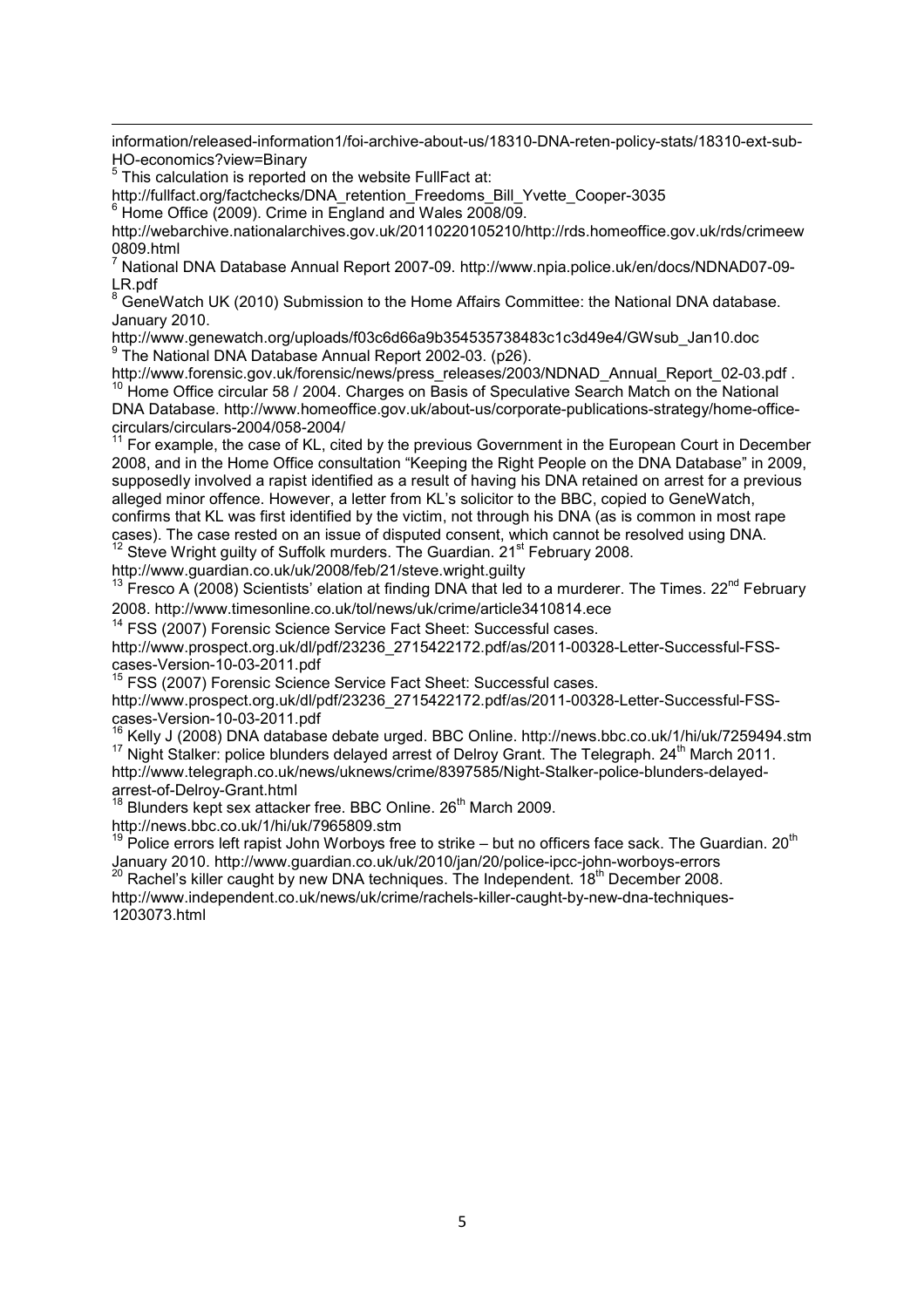information/released-information1/foi-archive-about-us/18310-DNA-reten-policy-stats/18310-ext-sub-HO-economics?view=Binary

[5] This calculation is reported on the website FullFact at: http://fullfact.org/factchecks/DNA_retention_Freedoms_Bill_Yvette_Cooper-3035

[6] Home Office (2009). Crime in England and Wales 2008/09. http://webarchive.nationalarchives.gov.uk/20110220105210/http://rds.homeoffice.gov.uk/rds/crimeew0809.html

[7] National DNA Database Annual Report 2007-09. http://www.npia.police.uk/en/docs/NDNAD07-09-LR.pdf

[8] GeneWatch UK (2010) Submission to the Home Affairs Committee: the National DNA database. January 2010. http://www.genewatch.org/uploads/f03c6d66a9b354535738483c1c3d49e4/GWsub_Jan10.doc

[9] The National DNA Database Annual Report 2002-03. (p26). http://www.forensic.gov.uk/forensic/news/press_releases/2003/NDNAD_Annual_Report_02-03.pdf .

[10] Home Office circular 58 / 2004. Charges on Basis of Speculative Search Match on the National DNA Database. http://www.homeoffice.gov.uk/about-us/corporate-publications-strategy/home-office-circulars/circulars-2004/058-2004/

[11] For example, the case of KL, cited by the previous Government in the European Court in December 2008, and in the Home Office consultation "Keeping the Right People on the DNA Database" in 2009, supposedly involved a rapist identified as a result of having his DNA retained on arrest for a previous alleged minor offence. However, a letter from KL's solicitor to the BBC, copied to GeneWatch, confirms that KL was first identified by the victim, not through his DNA (as is common in most rape cases). The case rested on an issue of disputed consent, which cannot be resolved using DNA.

[12] Steve Wright guilty of Suffolk murders. The Guardian. 21st February 2008. http://www.guardian.co.uk/uk/2008/feb/21/steve.wright.guilty

[13] Fresco A (2008) Scientists' elation at finding DNA that led to a murderer. The Times. 22nd February 2008. http://www.timesonline.co.uk/tol/news/uk/crime/article3410814.ece

[14] FSS (2007) Forensic Science Service Fact Sheet: Successful cases. http://www.prospect.org.uk/dl/pdf/23236_2715422172.pdf/as/2011-00328-Letter-Successful-FSS-cases-Version-10-03-2011.pdf

[15] FSS (2007) Forensic Science Service Fact Sheet: Successful cases. http://www.prospect.org.uk/dl/pdf/23236_2715422172.pdf/as/2011-00328-Letter-Successful-FSS-cases-Version-10-03-2011.pdf

[16] Kelly J (2008) DNA database debate urged. BBC Online. http://news.bbc.co.uk/1/hi/uk/7259494.stm

[17] Night Stalker: police blunders delayed arrest of Delroy Grant. The Telegraph. 24th March 2011. http://www.telegraph.co.uk/news/uknews/crime/8397585/Night-Stalker-police-blunders-delayed-arrest-of-Delroy-Grant.html

[18] Blunders kept sex attacker free. BBC Online. 26th March 2009. http://news.bbc.co.uk/1/hi/uk/7965809.stm

[19] Police errors left rapist John Worboys free to strike – but no officers face sack. The Guardian. 20th January 2010. http://www.guardian.co.uk/uk/2010/jan/20/police-ipcc-john-worboys-errors

[20] Rachel's killer caught by new DNA techniques. The Independent. 18th December 2008. http://www.independent.co.uk/news/uk/crime/rachels-killer-caught-by-new-dna-techniques-1203073.html